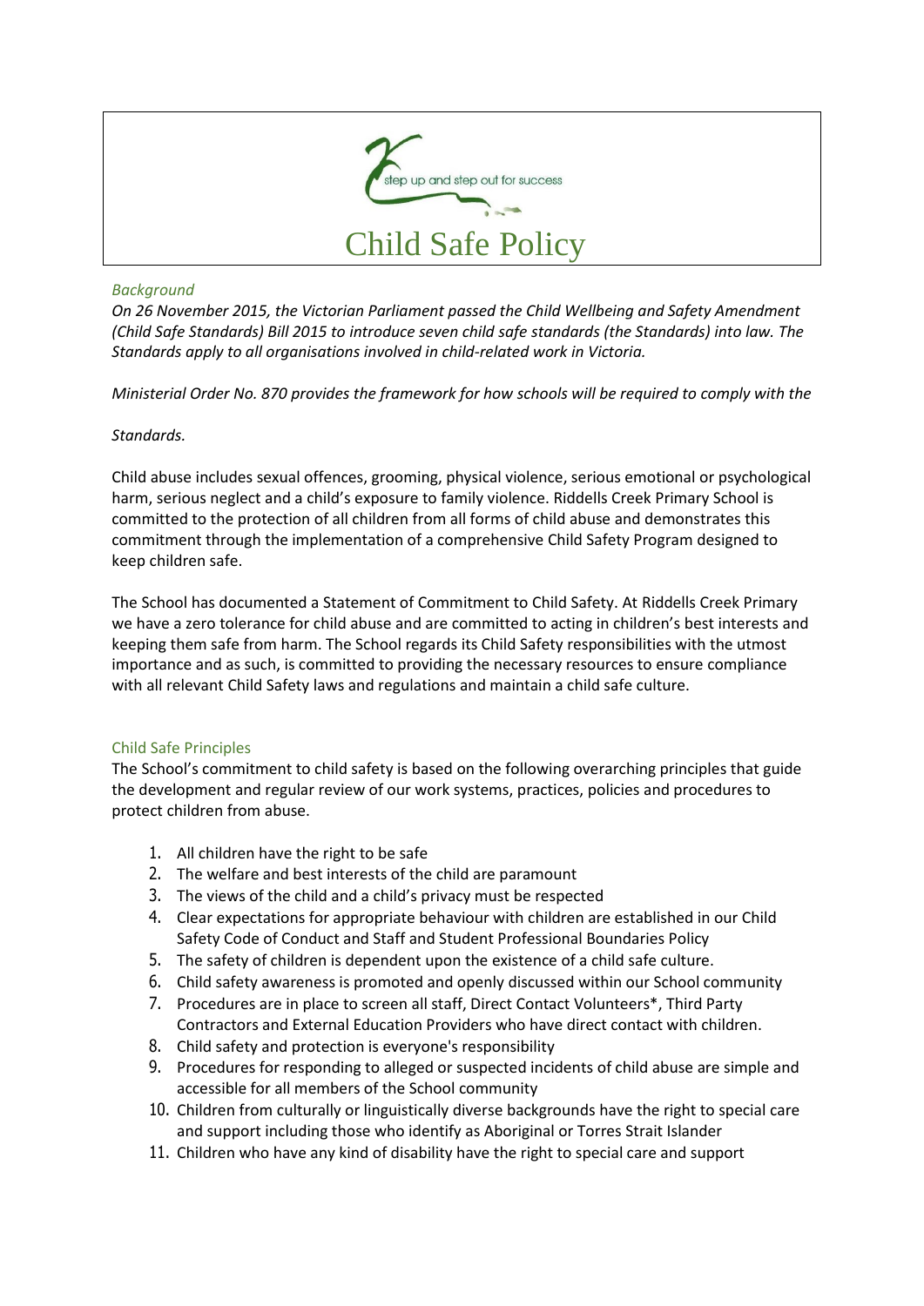step up and step out for success

# Child Safe Policy

*Background*

*On 26 November 2015, the Victorian Parliament passed the Child Wellbeing and Safety Amendment (Child Safe Standards) Bill 2015 to introduce seven child safe standards (the Standards) into law. The Standards apply to all organisations involved in child-related work in Victoria.*

*Ministerial Order No. 870 provides the framework for how schools will be required to comply with the*

*Standards.*

Child abuse includes sexual offences, grooming, physical violence, serious emotional or psychological harm, serious neglect and a child's exposure to family violence. Riddells Creek Primary School is committed to the protection of all children from all forms of child abuse and demonstrates this commitment through the implementation of a comprehensive Child Safety Program designed to keep children safe.

The School has documented a Statement of Commitment to Child Safety. At Riddells Creek Primary we have a zero tolerance for child abuse and are committed to acting in children's best interests and keeping them safe from harm. The School regards its Child Safety responsibilities with the utmost importance and as such, is committed to providing the necessary resources to ensure compliance with all relevant Child Safety laws and regulations and maintain a child safe culture.

## Child Safe Principles

The School's commitment to child safety is based on the following overarching principles that guide the development and regular review of our work systems, practices, policies and procedures to protect children from abuse.

1. All children have the right to be safe
2. The welfare and best interests of the child are paramount
3. The views of the child and a child's privacy must be respected
4. Clear expectations for appropriate behaviour with children are established in our Child Safety Code of Conduct and Staff and Student Professional Boundaries Policy
5. The safety of children is dependent upon the existence of a child safe culture.
6. Child safety awareness is promoted and openly discussed within our School community
7. Procedures are in place to screen all staff, Direct Contact Volunteers*, Third Party Contractors and External Education Providers who have direct contact with children.
8. Child safety and protection is everyone's responsibility
9. Procedures for responding to alleged or suspected incidents of child abuse are simple and accessible for all members of the School community
10. Children from culturally or linguistically diverse backgrounds have the right to special care and support including those who identify as Aboriginal or Torres Strait Islander
11. Children who have any kind of disability have the right to special care and support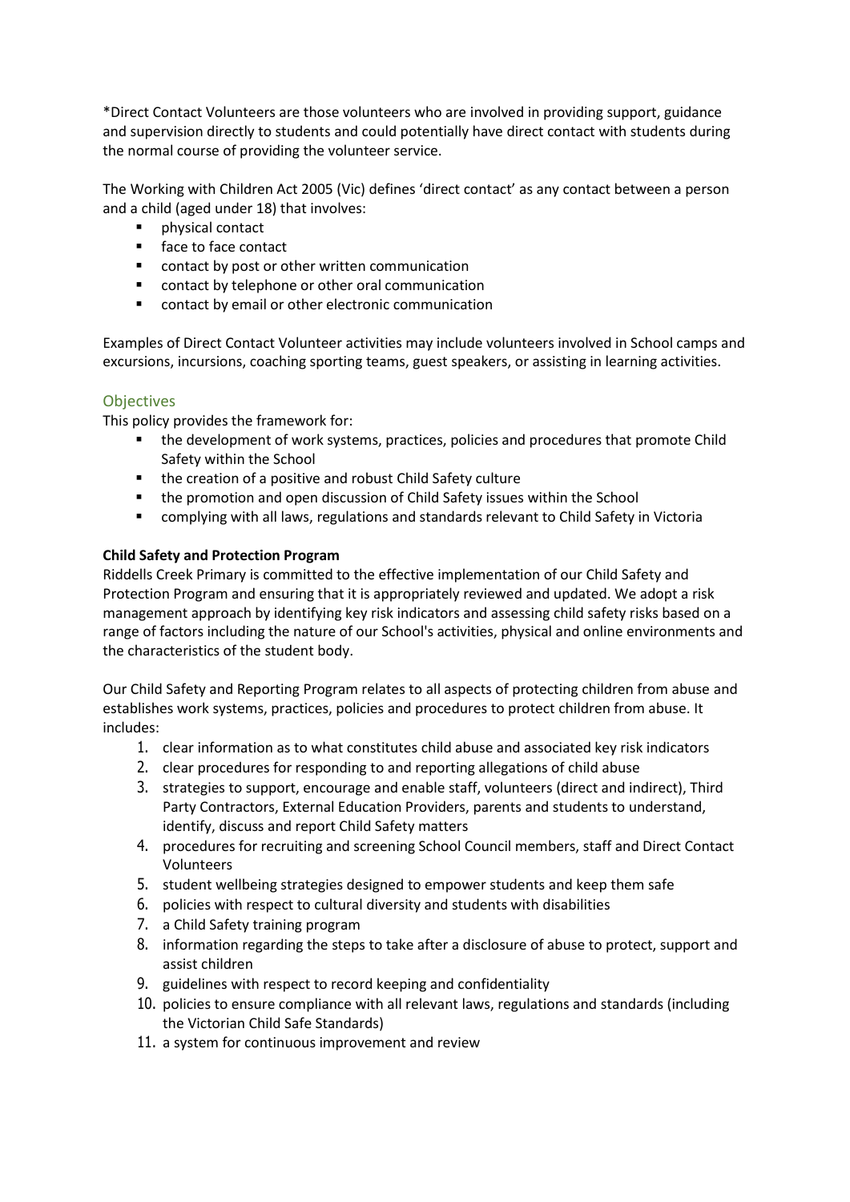*Direct Contact Volunteers are those volunteers who are involved in providing support, guidance and supervision directly to students and could potentially have direct contact with students during the normal course of providing the volunteer service.

The Working with Children Act 2005 (Vic) defines 'direct contact' as any contact between a person and a child (aged under 18) that involves:

- physical contact
- face to face contact
- contact by post or other written communication
- contact by telephone or other oral communication
- contact by email or other electronic communication

Examples of Direct Contact Volunteer activities may include volunteers involved in School camps and excursions, incursions, coaching sporting teams, guest speakers, or assisting in learning activities.

## Objectives

This policy provides the framework for:

- the development of work systems, practices, policies and procedures that promote Child Safety within the School
- the creation of a positive and robust Child Safety culture
- the promotion and open discussion of Child Safety issues within the School
- complying with all laws, regulations and standards relevant to Child Safety in Victoria

**Child Safety and Protection Program**

Riddells Creek Primary is committed to the effective implementation of our Child Safety and Protection Program and ensuring that it is appropriately reviewed and updated. We adopt a risk management approach by identifying key risk indicators and assessing child safety risks based on a range of factors including the nature of our School's activities, physical and online environments and the characteristics of the student body.

Our Child Safety and Reporting Program relates to all aspects of protecting children from abuse and establishes work systems, practices, policies and procedures to protect children from abuse. It includes:

1. clear information as to what constitutes child abuse and associated key risk indicators
2. clear procedures for responding to and reporting allegations of child abuse
3. strategies to support, encourage and enable staff, volunteers (direct and indirect), Third Party Contractors, External Education Providers, parents and students to understand, identify, discuss and report Child Safety matters
4. procedures for recruiting and screening School Council members, staff and Direct Contact Volunteers
5. student wellbeing strategies designed to empower students and keep them safe
6. policies with respect to cultural diversity and students with disabilities
7. a Child Safety training program
8. information regarding the steps to take after a disclosure of abuse to protect, support and assist children
9. guidelines with respect to record keeping and confidentiality
10. policies to ensure compliance with all relevant laws, regulations and standards (including the Victorian Child Safe Standards)
11. a system for continuous improvement and review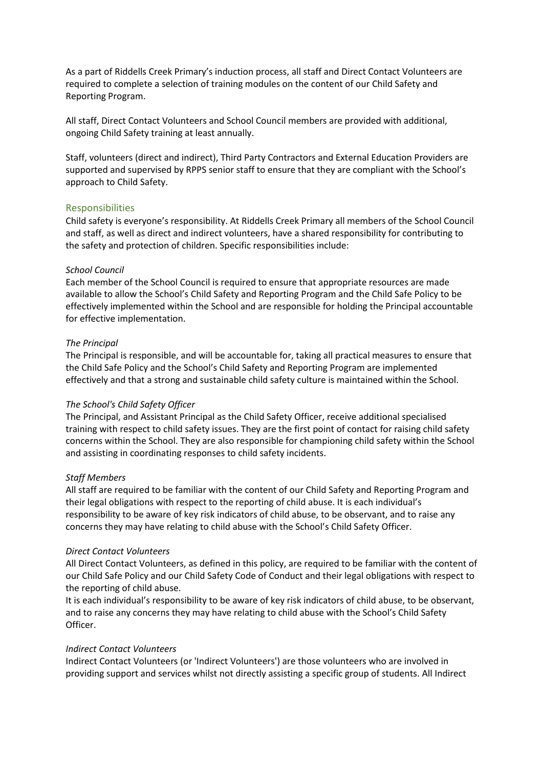As a part of Riddells Creek Primary's induction process, all staff and Direct Contact Volunteers are required to complete a selection of training modules on the content of our Child Safety and Reporting Program.

All staff, Direct Contact Volunteers and School Council members are provided with additional, ongoing Child Safety training at least annually.

Staff, volunteers (direct and indirect), Third Party Contractors and External Education Providers are supported and supervised by RPPS senior staff to ensure that they are compliant with the School's approach to Child Safety.

## Responsibilities

Child safety is everyone's responsibility. At Riddells Creek Primary all members of the School Council and staff, as well as direct and indirect volunteers, have a shared responsibility for contributing to the safety and protection of children. Specific responsibilities include:

*School Council*

Each member of the School Council is required to ensure that appropriate resources are made available to allow the School's Child Safety and Reporting Program and the Child Safe Policy to be effectively implemented within the School and are responsible for holding the Principal accountable for effective implementation.

*The Principal*

The Principal is responsible, and will be accountable for, taking all practical measures to ensure that the Child Safe Policy and the School's Child Safety and Reporting Program are implemented effectively and that a strong and sustainable child safety culture is maintained within the School.

*The School's Child Safety Officer*

The Principal, and Assistant Principal as the Child Safety Officer, receive additional specialised training with respect to child safety issues. They are the first point of contact for raising child safety concerns within the School. They are also responsible for championing child safety within the School and assisting in coordinating responses to child safety incidents.

*Staff Members*

All staff are required to be familiar with the content of our Child Safety and Reporting Program and their legal obligations with respect to the reporting of child abuse. It is each individual's responsibility to be aware of key risk indicators of child abuse, to be observant, and to raise any concerns they may have relating to child abuse with the School's Child Safety Officer.

*Direct Contact Volunteers*

All Direct Contact Volunteers, as defined in this policy, are required to be familiar with the content of our Child Safe Policy and our Child Safety Code of Conduct and their legal obligations with respect to the reporting of child abuse.

It is each individual's responsibility to be aware of key risk indicators of child abuse, to be observant, and to raise any concerns they may have relating to child abuse with the School's Child Safety Officer.

*Indirect Contact Volunteers*

Indirect Contact Volunteers (or 'Indirect Volunteers') are those volunteers who are involved in providing support and services whilst not directly assisting a specific group of students. All Indirect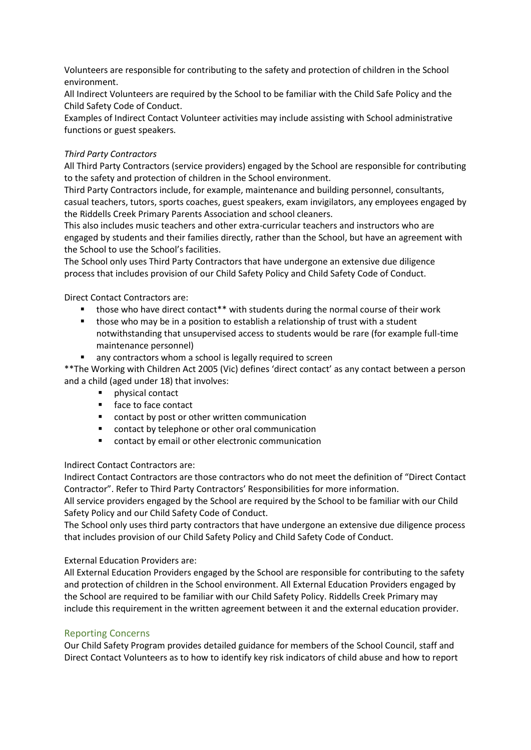Volunteers are responsible for contributing to the safety and protection of children in the School environment.
All Indirect Volunteers are required by the School to be familiar with the Child Safe Policy and the Child Safety Code of Conduct.
Examples of Indirect Contact Volunteer activities may include assisting with School administrative functions or guest speakers.

*Third Party Contractors*
All Third Party Contractors (service providers) engaged by the School are responsible for contributing to the safety and protection of children in the School environment.
Third Party Contractors include, for example, maintenance and building personnel, consultants, casual teachers, tutors, sports coaches, guest speakers, exam invigilators, any employees engaged by the Riddells Creek Primary Parents Association and school cleaners.
This also includes music teachers and other extra-curricular teachers and instructors who are engaged by students and their families directly, rather than the School, but have an agreement with the School to use the School's facilities.
The School only uses Third Party Contractors that have undergone an extensive due diligence process that includes provision of our Child Safety Policy and Child Safety Code of Conduct.

Direct Contact Contractors are:

- those who have direct contact** with students during the normal course of their work
- those who may be in a position to establish a relationship of trust with a student notwithstanding that unsupervised access to students would be rare (for example full-time maintenance personnel)
- any contractors whom a school is legally required to screen

**The Working with Children Act 2005 (Vic) defines 'direct contact' as any contact between a person and a child (aged under 18) that involves:

- physical contact
- face to face contact
- contact by post or other written communication
- contact by telephone or other oral communication
- contact by email or other electronic communication

Indirect Contact Contractors are:
Indirect Contact Contractors are those contractors who do not meet the definition of "Direct Contact Contractor". Refer to Third Party Contractors' Responsibilities for more information.
All service providers engaged by the School are required by the School to be familiar with our Child Safety Policy and our Child Safety Code of Conduct.
The School only uses third party contractors that have undergone an extensive due diligence process that includes provision of our Child Safety Policy and Child Safety Code of Conduct.

External Education Providers are:
All External Education Providers engaged by the School are responsible for contributing to the safety and protection of children in the School environment. All External Education Providers engaged by the School are required to be familiar with our Child Safety Policy. Riddells Creek Primary may include this requirement in the written agreement between it and the external education provider.

## Reporting Concerns

Our Child Safety Program provides detailed guidance for members of the School Council, staff and Direct Contact Volunteers as to how to identify key risk indicators of child abuse and how to report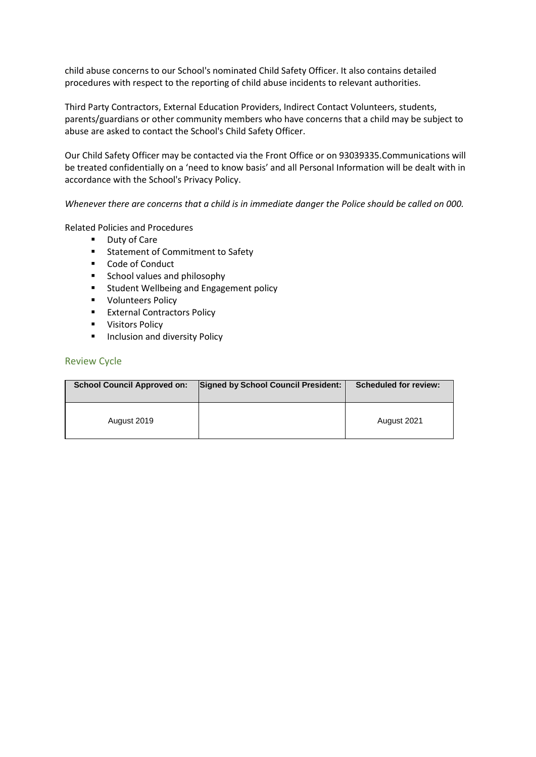child abuse concerns to our School's nominated Child Safety Officer. It also contains detailed procedures with respect to the reporting of child abuse incidents to relevant authorities.

Third Party Contractors, External Education Providers, Indirect Contact Volunteers, students, parents/guardians or other community members who have concerns that a child may be subject to abuse are asked to contact the School's Child Safety Officer.

Our Child Safety Officer may be contacted via the Front Office or on 93039335.Communications will be treated confidentially on a 'need to know basis' and all Personal Information will be dealt with in accordance with the School's Privacy Policy.

*Whenever there are concerns that a child is in immediate danger the Police should be called on 000.*

Related Policies and Procedures

- Duty of Care
- Statement of Commitment to Safety
- Code of Conduct
- School values and philosophy
- Student Wellbeing and Engagement policy
- Volunteers Policy
- External Contractors Policy
- Visitors Policy
- Inclusion and diversity Policy

## Review Cycle

| School Council Approved on: | Signed by School Council President: | Scheduled for review: |
|---|---|---|
| August 2019 | | August 2021 |